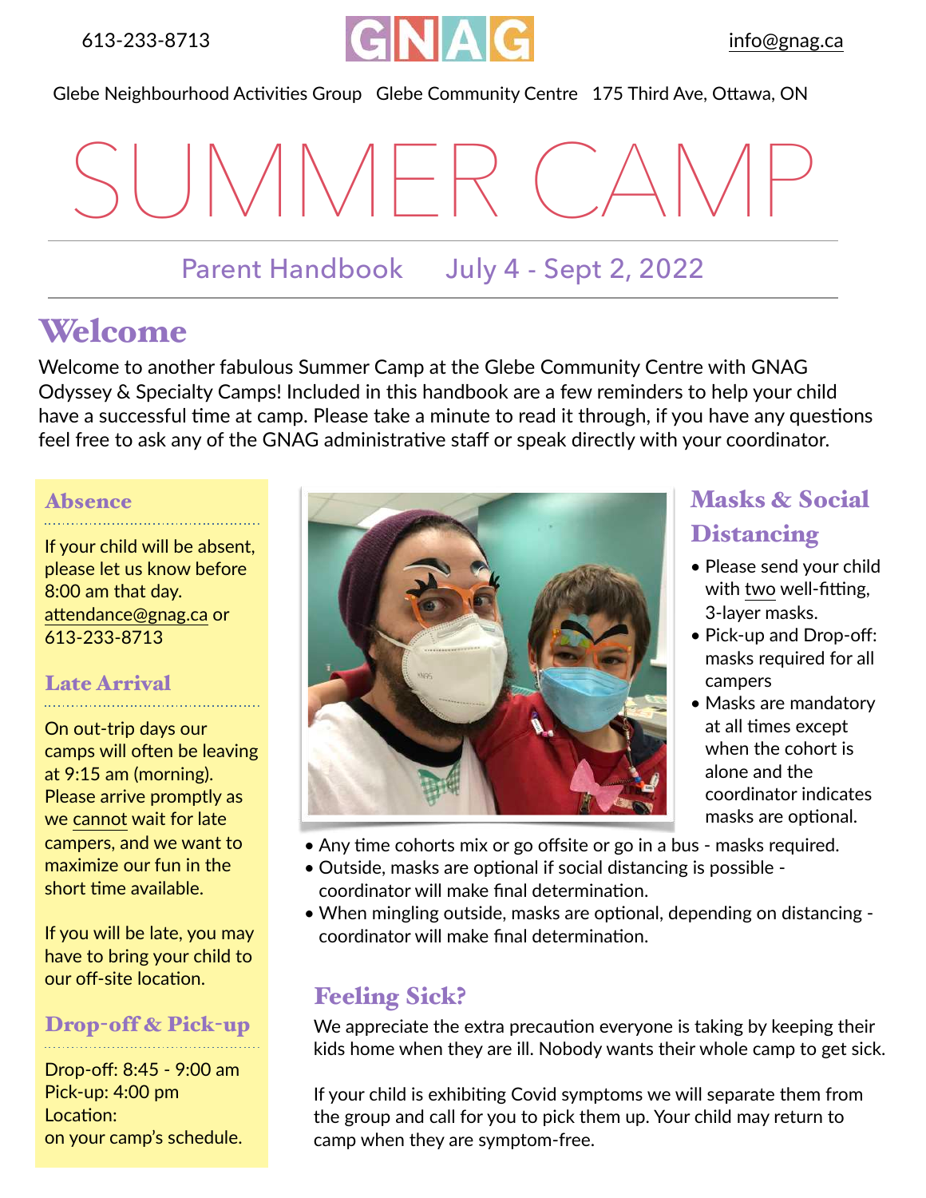613-233-8713 GNAG info@gnag.ca

Glebe Neighbourhood Activities Group Glebe Community Centre 175 Third Ave, Ottawa, ON

# SUMMER CAMP

Parent Handbook July 4 - Sept 2, 2022

## Welcome

Welcome to another fabulous Summer Camp at the Glebe Community Centre with GNAG Odyssey & Specialty Camps! Included in this handbook are a few reminders to help your child have a successful time at camp. Please take a minute to read it through, if you have any questions feel free to ask any of the GNAG administrative staff or speak directly with your coordinator.

### Absence

If your child will be absent, please let us know before 8:00 am that day. attendance@gnag.ca or 613-233-8713

### Late Arrival

On out-trip days our camps will often be leaving at 9:15 am (morning). Please arrive promptly as we cannot wait for late campers, and we want to maximize our fun in the short time available.

If you will be late, you may have to bring your child to our off-site location.

### Drop-off & Pick-up

Drop-off: 8:45 - 9:00 am
Pick-up: 4:00 pm
Location:
on your camp's schedule.

### Masks & Social Distancing

- Please send your child with two well-fitting, 3-layer masks.
- Pick-up and Drop-off: masks required for all campers
- Masks are mandatory at all times except when the cohort is alone and the coordinator indicates masks are optional.
- Any time cohorts mix or go offsite or go in a bus - masks required.
- Outside, masks are optional if social distancing is possible - coordinator will make final determination.
- When mingling outside, masks are optional, depending on distancing - coordinator will make final determination.

### Feeling Sick?

We appreciate the extra precaution everyone is taking by keeping their kids home when they are ill. Nobody wants their whole camp to get sick.

If your child is exhibiting Covid symptoms we will separate them from the group and call for you to pick them up. Your child may return to camp when they are symptom-free.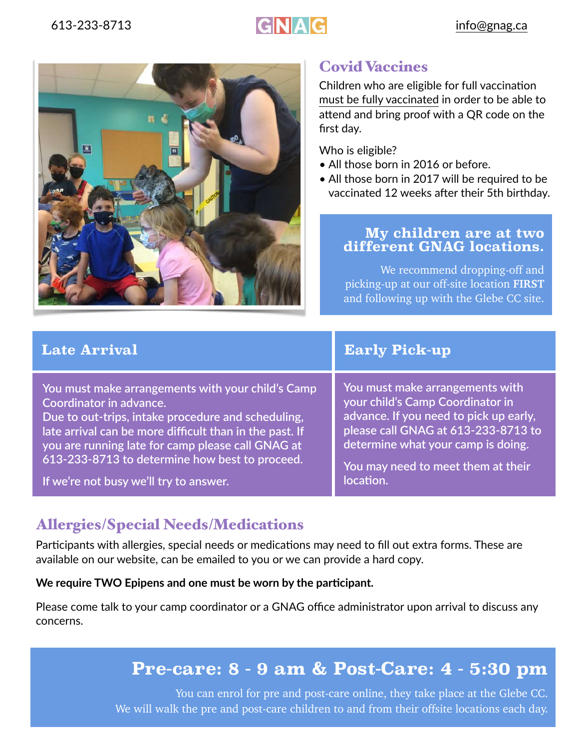613-233-8713 GNAG info@gnag.ca

## Covid Vaccines

Children who are eligible for full vaccination must be fully vaccinated in order to be able to attend and bring proof with a QR code on the first day.

Who is eligible?

- All those born in 2016 or before.
- All those born in 2017 will be required to be vaccinated 12 weeks after their 5th birthday.

### My children are at two different GNAG locations.

We recommend dropping-off and picking-up at our off-site location **FIRST** and following up with the Glebe CC site.

### Late Arrival

You must make arrangements with your child's Camp Coordinator in advance.
Due to out-trips, intake procedure and scheduling, late arrival can be more difficult than in the past. If you are running late for camp please call GNAG at 613-233-8713 to determine how best to proceed.

If we're not busy we'll try to answer.

### Early Pick-up

You must make arrangements with your child's Camp Coordinator in advance. If you need to pick up early, please call GNAG at 613-233-8713 to determine what your camp is doing.

You may need to meet them at their location.

## Allergies/Special Needs/Medications

Participants with allergies, special needs or medications may need to fill out extra forms. These are available on our website, can be emailed to you or we can provide a hard copy.

**We require TWO Epipens and one must be worn by the participant.**

Please come talk to your camp coordinator or a GNAG office administrator upon arrival to discuss any concerns.

## Pre-care: 8 - 9 am & Post-Care: 4 - 5:30 pm

You can enrol for pre and post-care online, they take place at the Glebe CC.
We will walk the pre and post-care children to and from their offsite locations each day.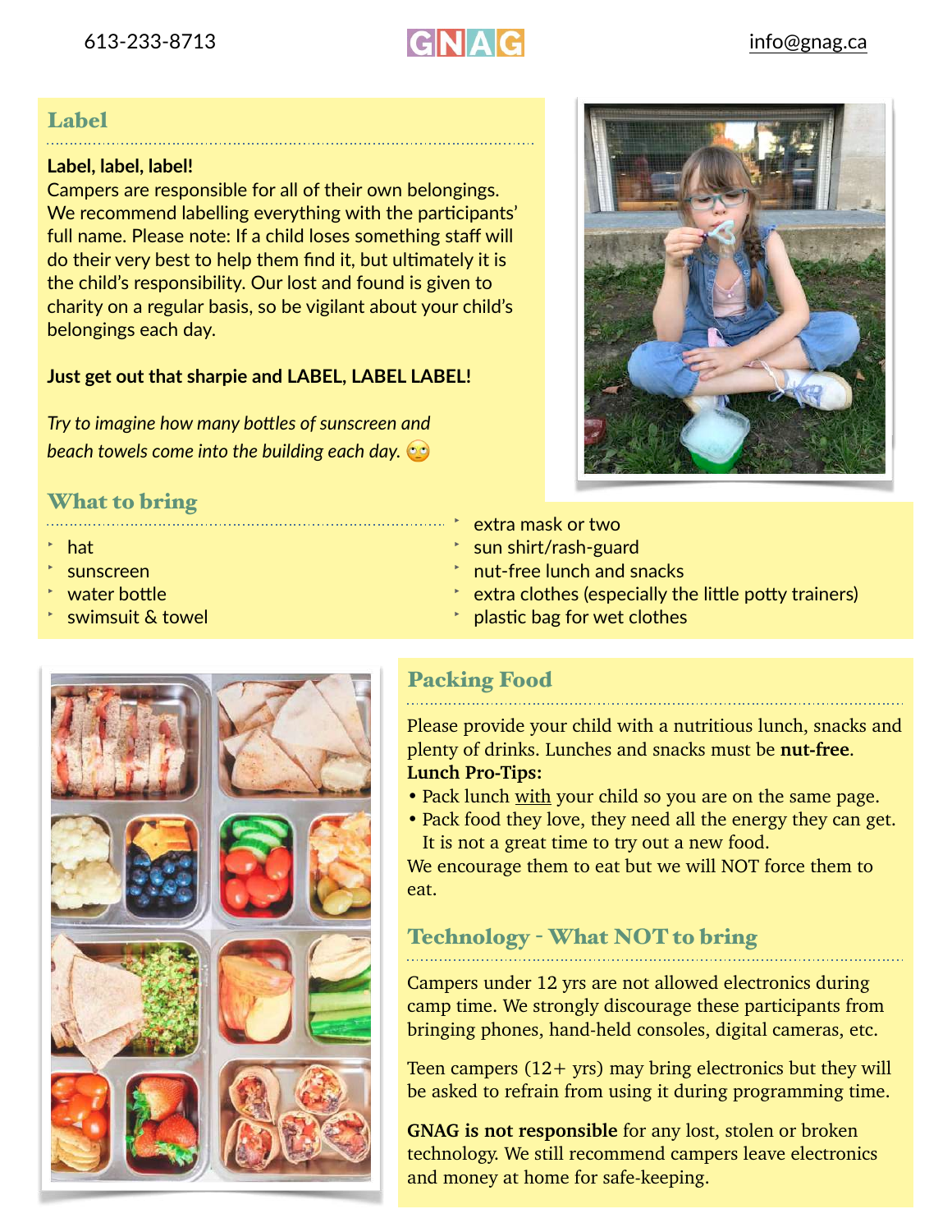613-233-8713 GNAG info@gnag.ca

## Label

**Label, label, label!**
Campers are responsible for all of their own belongings. We recommend labelling everything with the participants' full name. Please note: If a child loses something staff will do their very best to help them find it, but ultimately it is the child's responsibility. Our lost and found is given to charity on a regular basis, so be vigilant about your child's belongings each day.

**Just get out that sharpie and LABEL, LABEL LABEL!**

*Try to imagine how many bottles of sunscreen and beach towels come into the building each day.* 🙄

## What to bring

- hat
- sunscreen
- water bottle
- swimsuit & towel
- extra mask or two
- sun shirt/rash-guard
- nut-free lunch and snacks
- extra clothes (especially the little potty trainers)
- plastic bag for wet clothes

## Packing Food

Please provide your child with a nutritious lunch, snacks and plenty of drinks. Lunches and snacks must be **nut-free**.
**Lunch Pro-Tips:**
- Pack lunch with your child so you are on the same page.
- Pack food they love, they need all the energy they can get. It is not a great time to try out a new food.

We encourage them to eat but we will NOT force them to eat.

## Technology - What NOT to bring

Campers under 12 yrs are not allowed electronics during camp time. We strongly discourage these participants from bringing phones, hand-held consoles, digital cameras, etc.

Teen campers (12+ yrs) may bring electronics but they will be asked to refrain from using it during programming time.

**GNAG is not responsible** for any lost, stolen or broken technology. We still recommend campers leave electronics and money at home for safe-keeping.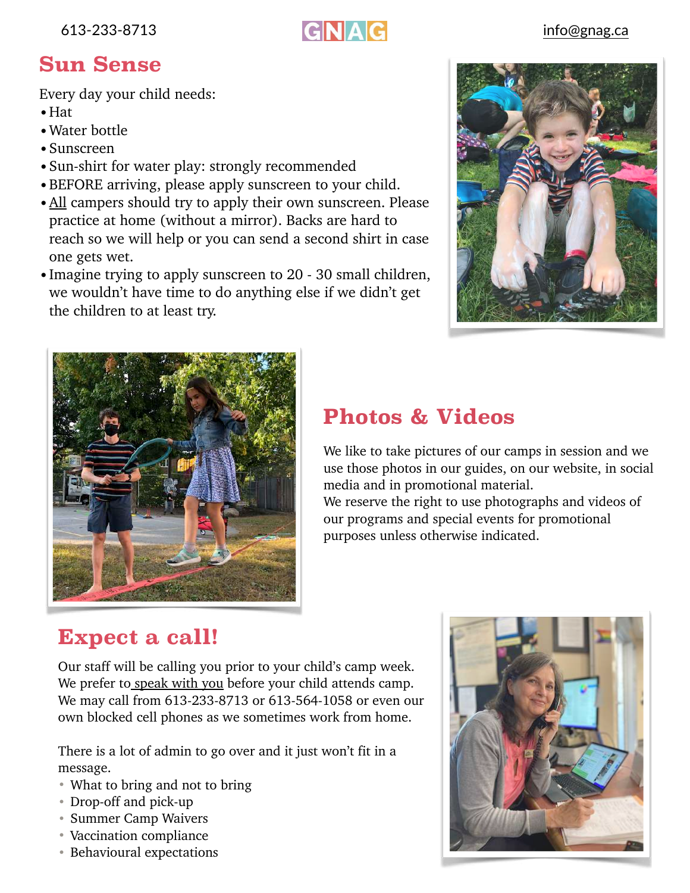## Sun Sense

Every day your child needs:

- Hat
- Water bottle
- Sunscreen
- Sun-shirt for water play: strongly recommended
- BEFORE arriving, please apply sunscreen to your child.
- All campers should try to apply their own sunscreen. Please practice at home (without a mirror). Backs are hard to reach so we will help or you can send a second shirt in case one gets wet.
- Imagine trying to apply sunscreen to 20 - 30 small children, we wouldn't have time to do anything else if we didn't get the children to at least try.

## Photos & Videos

We like to take pictures of our camps in session and we use those photos in our guides, on our website, in social media and in promotional material.
We reserve the right to use photographs and videos of our programs and special events for promotional purposes unless otherwise indicated.

## Expect a call!

Our staff will be calling you prior to your child's camp week. We prefer to speak with you before your child attends camp. We may call from 613-233-8713 or 613-564-1058 or even our own blocked cell phones as we sometimes work from home.

There is a lot of admin to go over and it just won't fit in a message.

- What to bring and not to bring
- Drop-off and pick-up
- Summer Camp Waivers
- Vaccination compliance
- Behavioural expectations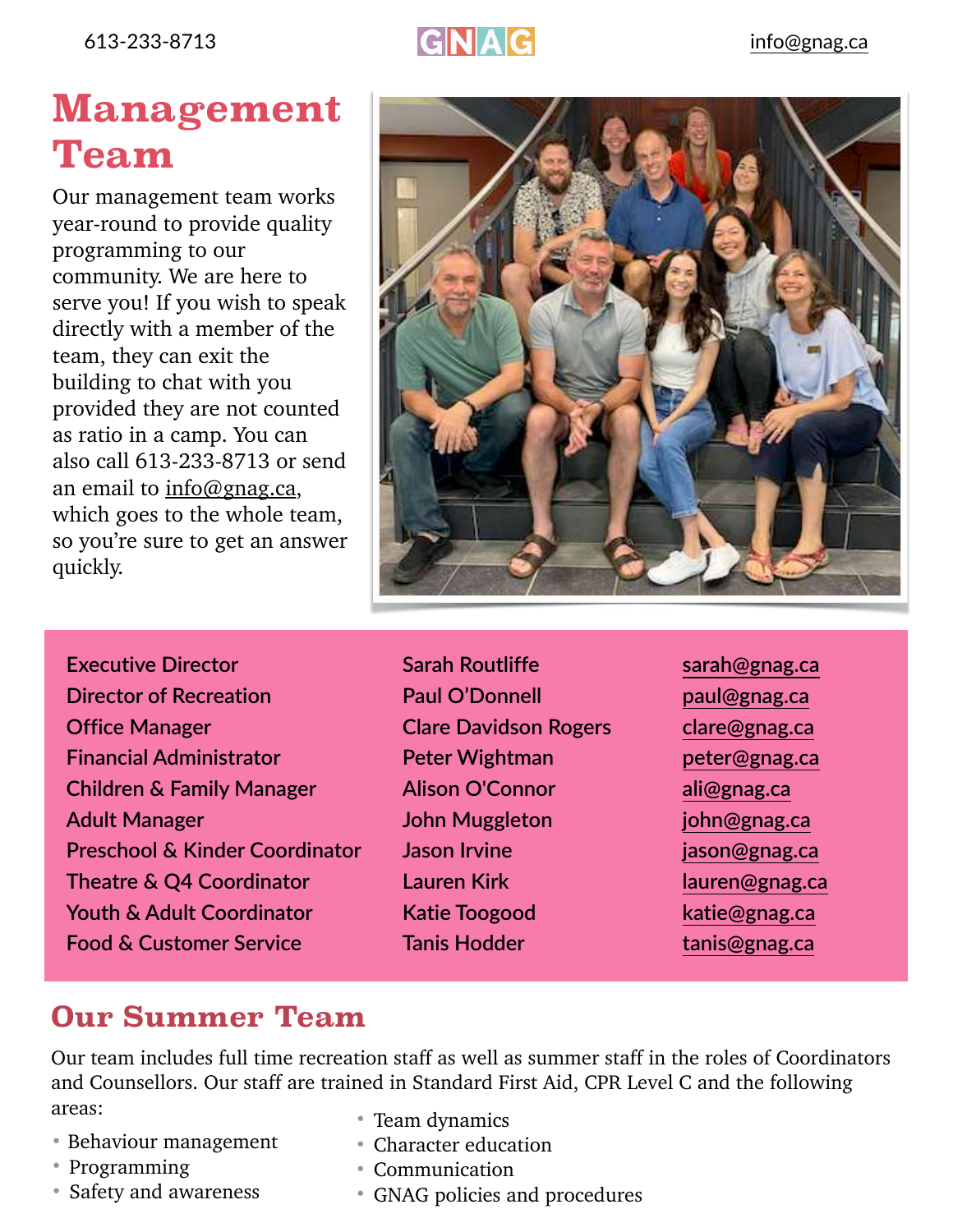# Management Team

Our management team works year-round to provide quality programming to our community. We are here to serve you! If you wish to speak directly with a member of the team, they can exit the building to chat with you provided they are not counted as ratio in a camp. You can also call 613-233-8713 or send an email to info@gnag.ca, which goes to the whole team, so you're sure to get an answer quickly.

| Role | Name | Email |
| --- | --- | --- |
| Executive Director | Sarah Routliffe | sarah@gnag.ca |
| Director of Recreation | Paul O'Donnell | paul@gnag.ca |
| Office Manager | Clare Davidson Rogers | clare@gnag.ca |
| Financial Administrator | Peter Wightman | peter@gnag.ca |
| Children & Family Manager | Alison O'Connor | ali@gnag.ca |
| Adult Manager | John Muggleton | john@gnag.ca |
| Preschool & Kinder Coordinator | Jason Irvine | jason@gnag.ca |
| Theatre & Q4 Coordinator | Lauren Kirk | lauren@gnag.ca |
| Youth & Adult Coordinator | Katie Toogood | katie@gnag.ca |
| Food & Customer Service | Tanis Hodder | tanis@gnag.ca |

## Our Summer Team

Our team includes full time recreation staff as well as summer staff in the roles of Coordinators and Counsellors. Our staff are trained in Standard First Aid, CPR Level C and the following areas:

- Behaviour management
- Programming
- Safety and awareness
- Team dynamics
- Character education
- Communication
- GNAG policies and procedures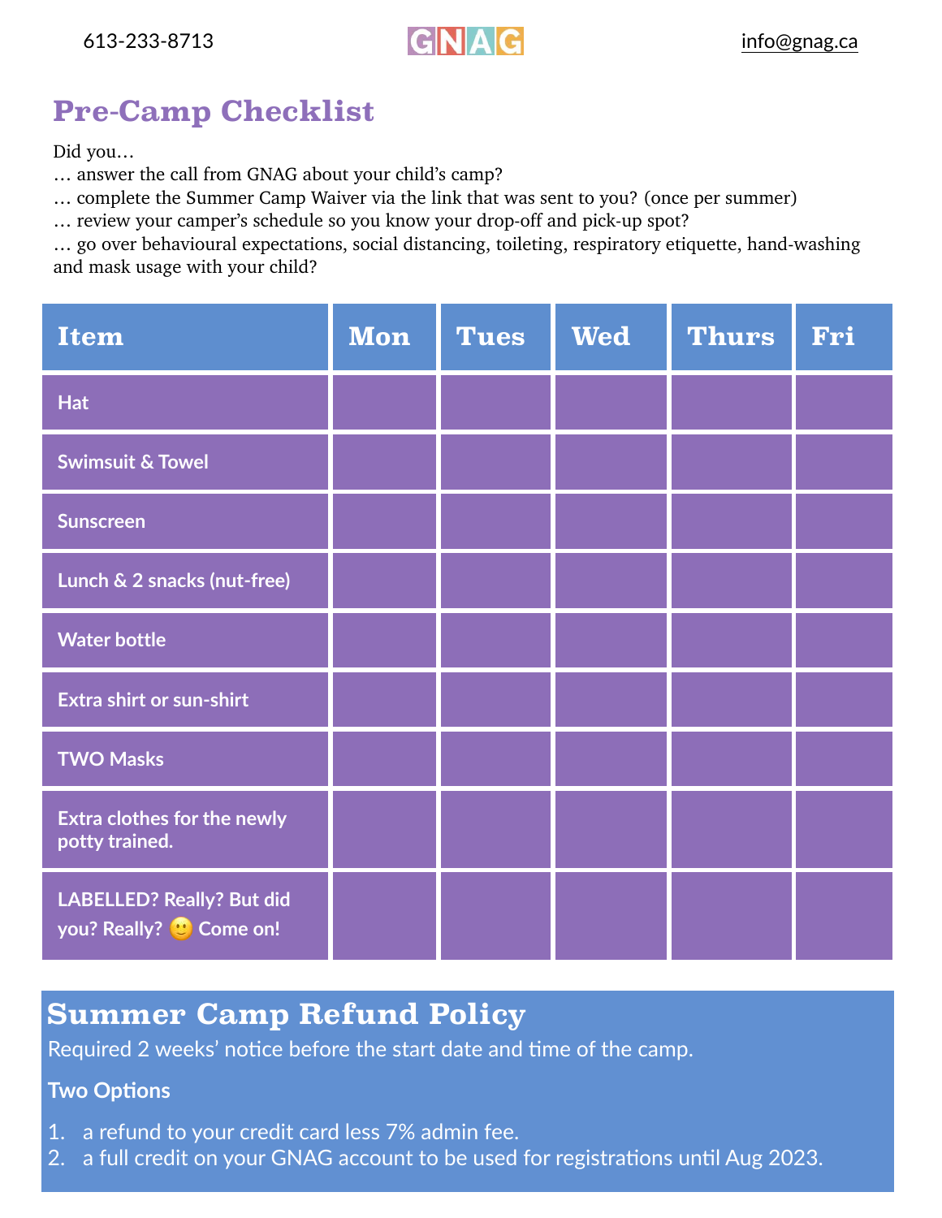613-233-8713 GNAG info@gnag.ca

# Pre-Camp Checklist

Did you…
… answer the call from GNAG about your child's camp?
… complete the Summer Camp Waiver via the link that was sent to you? (once per summer)
… review your camper's schedule so you know your drop-off and pick-up spot?
… go over behavioural expectations, social distancing, toileting, respiratory etiquette, hand-washing and mask usage with your child?

| Item | Mon | Tues | Wed | Thurs | Fri |
|---|---|---|---|---|---|
| Hat | | | | | |
| Swimsuit & Towel | | | | | |
| Sunscreen | | | | | |
| Lunch & 2 snacks (nut-free) | | | | | |
| Water bottle | | | | | |
| Extra shirt or sun-shirt | | | | | |
| TWO Masks | | | | | |
| Extra clothes for the newly potty trained. | | | | | |
| LABELLED? Really? But did you? Really? 🙂 Come on! | | | | | |

## Summer Camp Refund Policy

Required 2 weeks' notice before the start date and time of the camp.

**Two Options**

1. a refund to your credit card less 7% admin fee.
2. a full credit on your GNAG account to be used for registrations until Aug 2023.